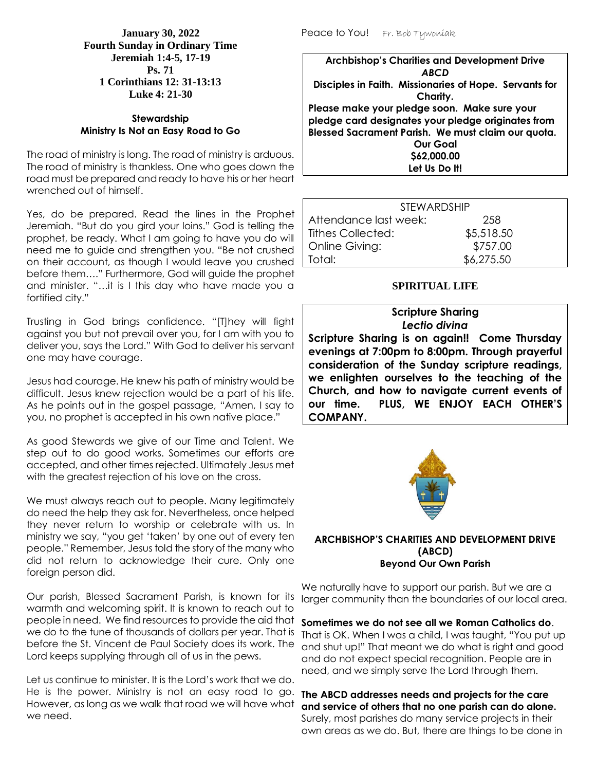**January 30, 2022**
**Fourth Sunday in Ordinary Time**
**Jeremiah 1:4-5, 17-19**
**Ps. 71**
**1 Corinthians 12: 31-13:13**
**Luke 4: 21-30**

### Stewardship
### Ministry Is Not an Easy Road to Go

The road of ministry is long. The road of ministry is arduous. The road of ministry is thankless. One who goes down the road must be prepared and ready to have his or her heart wrenched out of himself.

Yes, do be prepared. Read the lines in the Prophet Jeremiah. "But do you gird your loins." God is telling the prophet, be ready. What I am going to have you do will need me to guide and strengthen you. "Be not crushed on their account, as though I would leave you crushed before them…." Furthermore, God will guide the prophet and minister. "…it is I this day who have made you a fortified city."

Trusting in God brings confidence. "[T]hey will fight against you but not prevail over you, for I am with you to deliver you, says the Lord." With God to deliver his servant one may have courage.

Jesus had courage. He knew his path of ministry would be difficult. Jesus knew rejection would be a part of his life. As he points out in the gospel passage, "Amen, I say to you, no prophet is accepted in his own native place."

As good Stewards we give of our Time and Talent. We step out to do good works. Sometimes our efforts are accepted, and other times rejected. Ultimately Jesus met with the greatest rejection of his love on the cross.

We must always reach out to people. Many legitimately do need the help they ask for. Nevertheless, once helped they never return to worship or celebrate with us. In ministry we say, "you get 'taken' by one out of every ten people." Remember, Jesus told the story of the many who did not return to acknowledge their cure. Only one foreign person did.

Our parish, Blessed Sacrament Parish, is known for its warmth and welcoming spirit. It is known to reach out to people in need. We find resources to provide the aid that we do to the tune of thousands of dollars per year. That is before the St. Vincent de Paul Society does its work. The Lord keeps supplying through all of us in the pews.

Let us continue to minister. It is the Lord's work that we do. He is the power. Ministry is not an easy road to go. However, as long as we walk that road we will have what we need.

Peace to You! Fr. Bob Tywoniak

**Archbishop's Charities and Development Drive**
***ABCD***
**Disciples in Faith. Missionaries of Hope. Servants for Charity.**
**Please make your pledge soon. Make sure your pledge card designates your pledge originates from Blessed Sacrament Parish. We must claim our quota.**
**Our Goal**
**$62,000.00**
**Let Us Do It!**

| STEWARDSHIP | |
|---|---|
| Attendance last week: | 258 |
| Tithes Collected: | $5,518.50 |
| Online Giving: | $757.00 |
| Total: | $6,275.50 |

## SPIRITUAL LIFE

**Scripture Sharing**
***Lectio divina***
**Scripture Sharing is on again!! Come Thursday evenings at 7:00pm to 8:00pm. Through prayerful consideration of the Sunday scripture readings, we enlighten ourselves to the teaching of the Church, and how to navigate current events of our time. PLUS, WE ENJOY EACH OTHER'S COMPANY.**

### ARCHBISHOP'S CHARITIES AND DEVELOPMENT DRIVE (ABCD)
### Beyond Our Own Parish

We naturally have to support our parish. But we are a larger community than the boundaries of our local area.

**Sometimes we do not see all we Roman Catholics do**. That is OK. When I was a child, I was taught, "You put up and shut up!" That meant we do what is right and good and do not expect special recognition. People are in need, and we simply serve the Lord through them.

**The ABCD addresses needs and projects for the care and service of others that no one parish can do alone.** Surely, most parishes do many service projects in their own areas as we do. But, there are things to be done in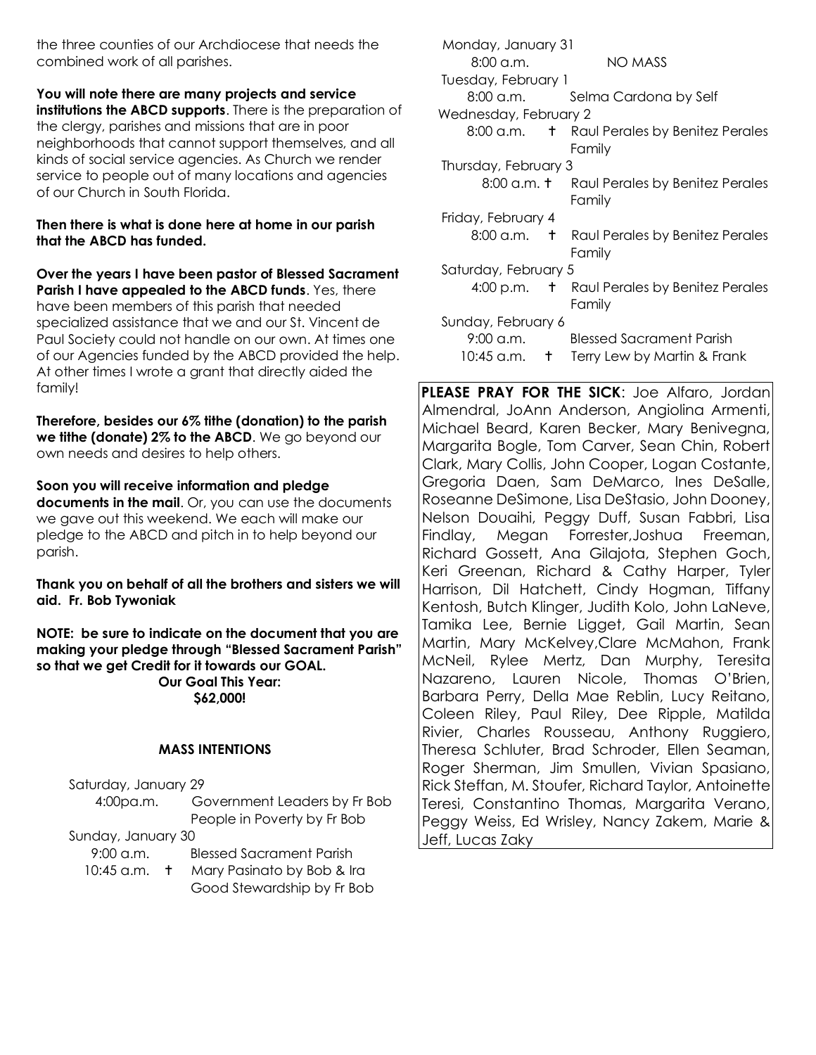the three counties of our Archdiocese that needs the combined work of all parishes.

**You will note there are many projects and service institutions the ABCD supports**. There is the preparation of the clergy, parishes and missions that are in poor neighborhoods that cannot support themselves, and all kinds of social service agencies. As Church we render service to people out of many locations and agencies of our Church in South Florida.

**Then there is what is done here at home in our parish that the ABCD has funded.**

**Over the years I have been pastor of Blessed Sacrament Parish I have appealed to the ABCD funds**. Yes, there have been members of this parish that needed specialized assistance that we and our St. Vincent de Paul Society could not handle on our own. At times one of our Agencies funded by the ABCD provided the help. At other times I wrote a grant that directly aided the family!

**Therefore, besides our 6% tithe (donation) to the parish we tithe (donate) 2% to the ABCD**. We go beyond our own needs and desires to help others.

**Soon you will receive information and pledge documents in the mail**. Or, you can use the documents we gave out this weekend. We each will make our pledge to the ABCD and pitch in to help beyond our parish.

**Thank you on behalf of all the brothers and sisters we will aid. Fr. Bob Tywoniak**

**NOTE: be sure to indicate on the document that you are making your pledge through "Blessed Sacrament Parish" so that we get Credit for it towards our GOAL.**

**Our Goal This Year:**
**$62,000!**

## MASS INTENTIONS

Saturday, January 29
4:00pa.m. Government Leaders by Fr Bob
People in Poverty by Fr Bob

Sunday, January 30
9:00 a.m. Blessed Sacrament Parish
10:45 a.m. † Mary Pasinato by Bob & Ira
Good Stewardship by Fr Bob

Monday, January 31
8:00 a.m. NO MASS

Tuesday, February 1
8:00 a.m. Selma Cardona by Self

Wednesday, February 2
8:00 a.m. † Raul Perales by Benitez Perales Family

Thursday, February 3
8:00 a.m. † Raul Perales by Benitez Perales Family

Friday, February 4
8:00 a.m. † Raul Perales by Benitez Perales Family

Saturday, February 5
4:00 p.m. † Raul Perales by Benitez Perales Family

Sunday, February 6
9:00 a.m. Blessed Sacrament Parish
10:45 a.m. † Terry Lew by Martin & Frank

**PLEASE PRAY FOR THE SICK**: Joe Alfaro, Jordan Almendral, JoAnn Anderson, Angiolina Armenti, Michael Beard, Karen Becker, Mary Benivegna, Margarita Bogle, Tom Carver, Sean Chin, Robert Clark, Mary Collis, John Cooper, Logan Costante, Gregoria Daen, Sam DeMarco, Ines DeSalle, Roseanne DeSimone, Lisa DeStasio, John Dooney, Nelson Douaihi, Peggy Duff, Susan Fabbri, Lisa Findlay, Megan Forrester,Joshua Freeman, Richard Gossett, Ana Gilajota, Stephen Goch, Keri Greenan, Richard & Cathy Harper, Tyler Harrison, Dil Hatchett, Cindy Hogman, Tiffany Kentosh, Butch Klinger, Judith Kolo, John LaNeve, Tamika Lee, Bernie Ligget, Gail Martin, Sean Martin, Mary McKelvey,Clare McMahon, Frank McNeil, Rylee Mertz, Dan Murphy, Teresita Nazareno, Lauren Nicole, Thomas O'Brien, Barbara Perry, Della Mae Reblin, Lucy Reitano, Coleen Riley, Paul Riley, Dee Ripple, Matilda Rivier, Charles Rousseau, Anthony Ruggiero, Theresa Schluter, Brad Schroder, Ellen Seaman, Roger Sherman, Jim Smullen, Vivian Spasiano, Rick Steffan, M. Stoufer, Richard Taylor, Antoinette Teresi, Constantino Thomas, Margarita Verano, Peggy Weiss, Ed Wrisley, Nancy Zakem, Marie & Jeff, Lucas Zaky